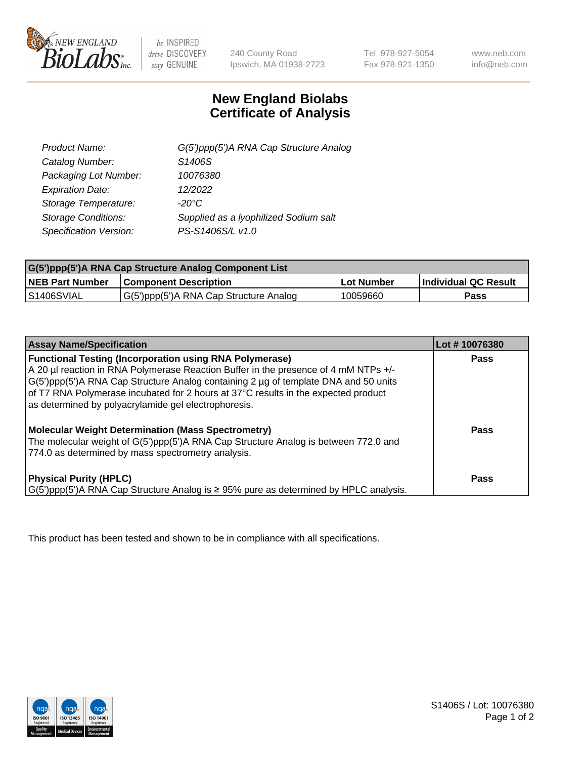New England BioLabs Inc. — be INSPIRED drive DISCOVERY stay GENUINE

240 County Road
Ipswich, MA 01938-2723

Tel 978-927-5054
Fax 978-921-1350

www.neb.com
info@neb.com

# New England Biolabs Certificate of Analysis

| | |
|---|---|
| *Product Name:* | *G(5')ppp(5')A RNA Cap Structure Analog* |
| *Catalog Number:* | *S1406S* |
| *Packaging Lot Number:* | *10076380* |
| *Expiration Date:* | *12/2022* |
| *Storage Temperature:* | *-20°C* |
| *Storage Conditions:* | *Supplied as a lyophilized Sodium salt* |
| *Specification Version:* | *PS-S1406S/L v1.0* |

| G(5')ppp(5')A RNA Cap Structure Analog Component List | | | |
|---|---|---|---|
| **NEB Part Number** | **Component Description** | **Lot Number** | **Individual QC Result** |
| S1406SVIAL | G(5')ppp(5')A RNA Cap Structure Analog | 10059660 | **Pass** |

| Assay Name/Specification | Lot # 10076380 |
|---|---|
| **Functional Testing (Incorporation using RNA Polymerase)** A 20 µl reaction in RNA Polymerase Reaction Buffer in the presence of 4 mM NTPs +/- G(5')ppp(5')A RNA Cap Structure Analog containing 2 µg of template DNA and 50 units of T7 RNA Polymerase incubated for 2 hours at 37°C results in the expected product as determined by polyacrylamide gel electrophoresis. | **Pass** |
| **Molecular Weight Determination (Mass Spectrometry)** The molecular weight of G(5')ppp(5')A RNA Cap Structure Analog is between 772.0 and 774.0 as determined by mass spectrometry analysis. | **Pass** |
| **Physical Purity (HPLC)** G(5')ppp(5')A RNA Cap Structure Analog is ≥ 95% pure as determined by HPLC analysis. | **Pass** |

This product has been tested and shown to be in compliance with all specifications.

S1406S / Lot: 10076380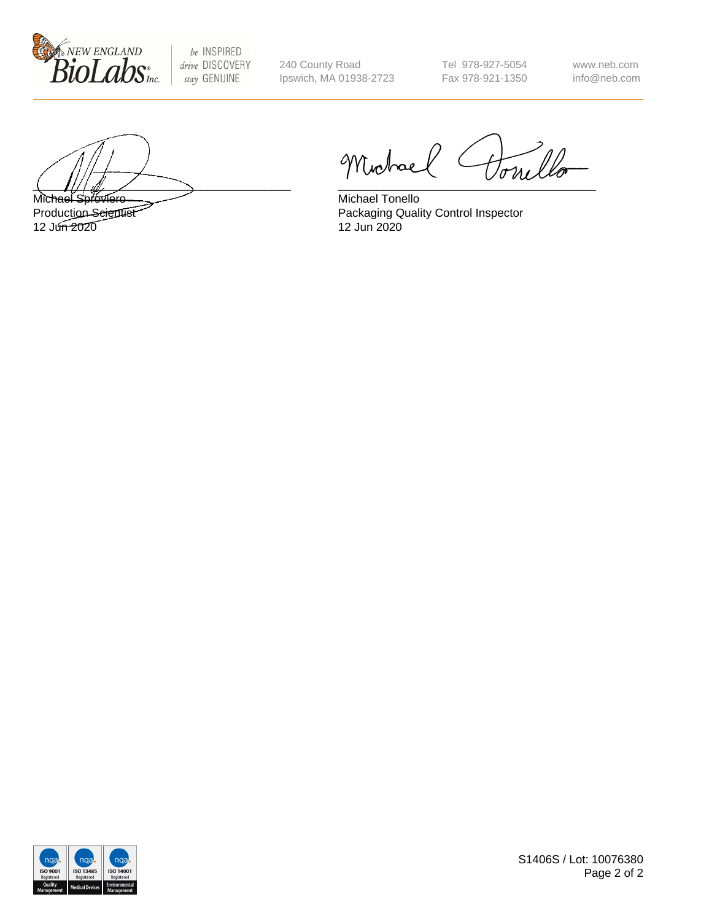NEW ENGLAND BioLabs Inc.

be INSPIRED
drive DISCOVERY
stay GENUINE

240 County Road
Ipswich, MA 01938-2723

Tel 978-927-5054
Fax 978-921-1350

www.neb.com
info@neb.com

Michael Sproviero
Production Scientist
12 Jun 2020

Michael Tonello
Packaging Quality Control Inspector
12 Jun 2020

S1406S / Lot: 10076380